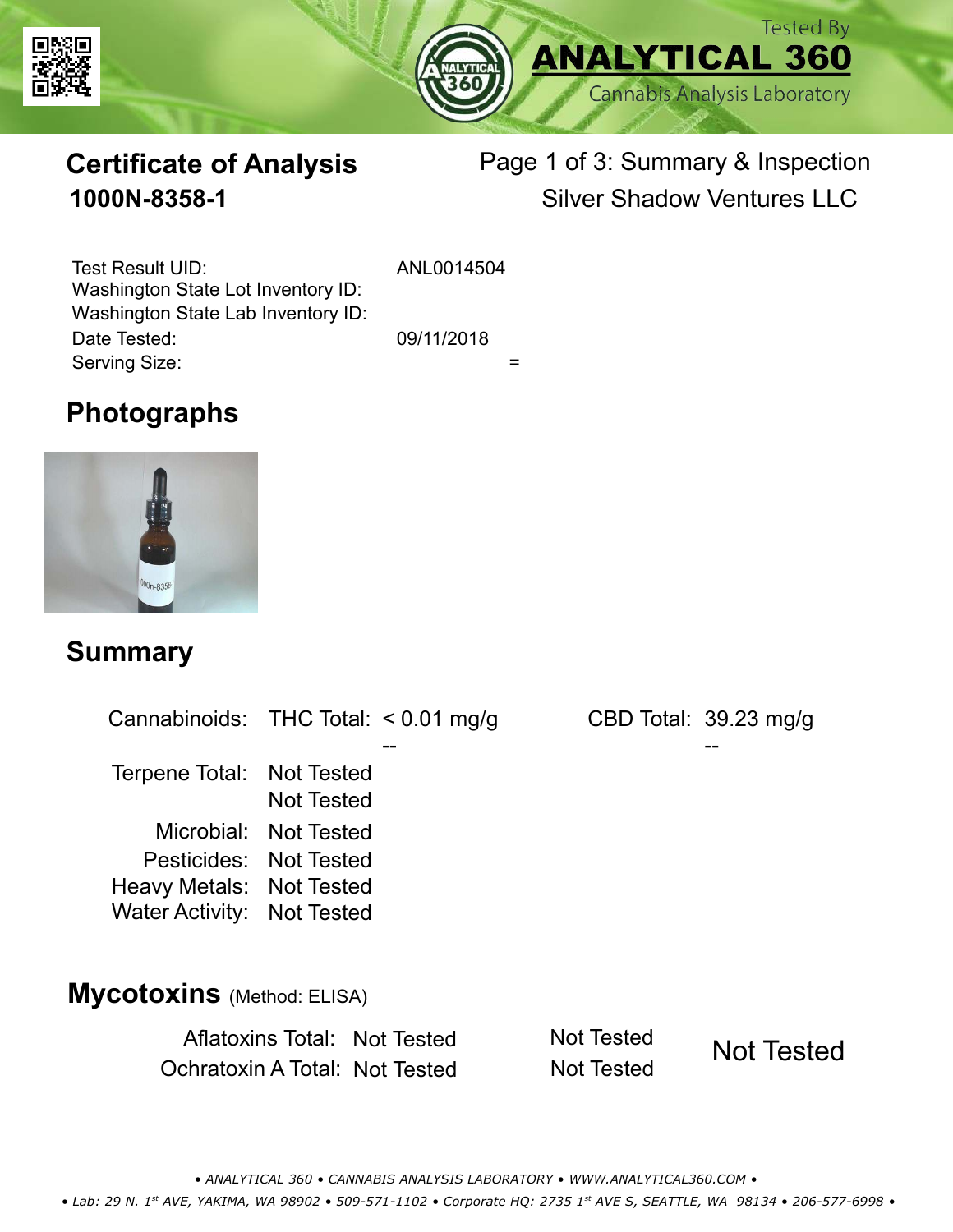Tested By
**ANALYTICAL 360**
Cannabis Analysis Laboratory

# Certificate of Analysis

**1000N-8358-1**

Page 1 of 3: Summary & Inspection

Silver Shadow Ventures LLC

| | |
|---|---|
| Test Result UID: | ANL0014504 |
| Washington State Lot Inventory ID: | |
| Washington State Lab Inventory ID: | |
| Date Tested: | 09/11/2018 |
| Serving Size: | = |

## Photographs

## Summary

| | | | | |
|---|---|---|---|---|
| Cannabinoids: | THC Total: | < 0.01 mg/g | CBD Total: | 39.23 mg/g |
| | | -- | | -- |
| Terpene Total: | Not Tested | | | |
| | Not Tested | | | |
| Microbial: | Not Tested | | | |
| Pesticides: | Not Tested | | | |
| Heavy Metals: | Not Tested | | | |
| Water Activity: | Not Tested | | | |

## Mycotoxins (Method: ELISA)

| | | | |
|---|---|---|---|
| Aflatoxins Total: | Not Tested | Not Tested | Not Tested |
| Ochratoxin A Total: | Not Tested | Not Tested | |

• ANALYTICAL 360 • CANNABIS ANALYSIS LABORATORY • WWW.ANALYTICAL360.COM •

• Lab: 29 N. 1st AVE, YAKIMA, WA 98902 • 509-571-1102 • Corporate HQ: 2735 1st AVE S, SEATTLE, WA 98134 • 206-577-6998 •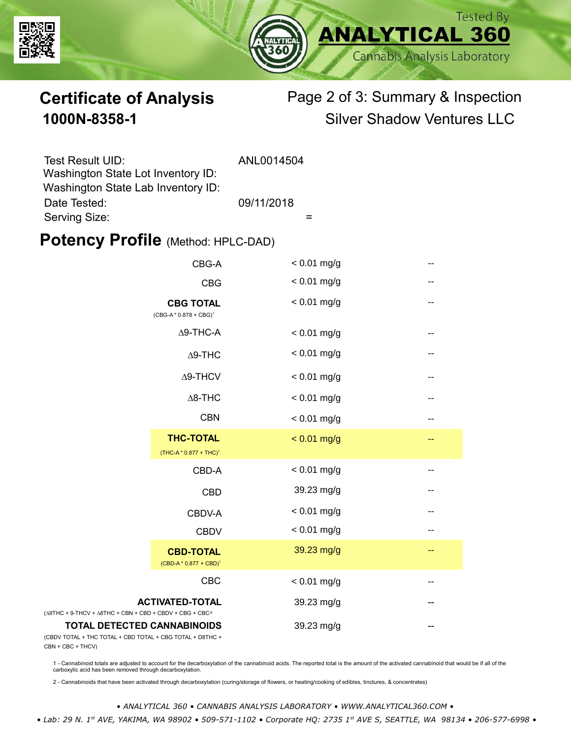Tested By **ANALYTICAL 360** Cannabis Analysis Laboratory

# Certificate of Analysis
## 1000N-8358-1

Page 2 of 3: Summary & Inspection
Silver Shadow Ventures LLC

| | |
|---|---|
| Test Result UID: | ANL0014504 |
| Washington State Lot Inventory ID: | |
| Washington State Lab Inventory ID: | |
| Date Tested: | 09/11/2018 |
| Serving Size: | = |

## Potency Profile (Method: HPLC-DAD)

| Analyte | Result | |
|---|---|---|
| CBG-A | < 0.01 mg/g | -- |
| CBG | < 0.01 mg/g | -- |
| **CBG TOTAL** (CBG-A * 0.878 + CBG)[1] | < 0.01 mg/g | -- |
| Δ9-THC-A | < 0.01 mg/g | -- |
| Δ9-THC | < 0.01 mg/g | -- |
| Δ9-THCV | < 0.01 mg/g | -- |
| Δ8-THC | < 0.01 mg/g | -- |
| CBN | < 0.01 mg/g | -- |
| **THC-TOTAL** (THC-A * 0.877 + THC)[1] | < 0.01 mg/g | -- |
| CBD-A | < 0.01 mg/g | -- |
| CBD | 39.23 mg/g | -- |
| CBDV-A | < 0.01 mg/g | -- |
| CBDV | < 0.01 mg/g | -- |
| **CBD-TOTAL** (CBD-A * 0.877 + CBD)[1] | 39.23 mg/g | -- |
| CBC | < 0.01 mg/g | -- |
| **ACTIVATED-TOTAL** (Δ9THC + 9-THCV + Δ8THC + CBN + CBD + CBDV + CBG + CBC[2] | 39.23 mg/g | -- |
| **TOTAL DETECTED CANNABINOIDS** (CBDV TOTAL + THC TOTAL + CBD TOTAL + CBG TOTAL + D8THC + CBN + CBC + THCV) | 39.23 mg/g | -- |

1 - Cannabinoid totals are adjusted to account for the decarboxylation of the cannabinoid acids. The reported total is the amount of the activated cannabinoid that would be if all of the carboxylic acid has been removed through decarboxylation.

2 - Cannabinoids that have been activated through decarboxylation (curing/storage of flowers, or heating/cooking of edibles, tinctures, & concentrates)

*• ANALYTICAL 360 • CANNABIS ANALYSIS LABORATORY • WWW.ANALYTICAL360.COM •*

*• Lab: 29 N. 1st AVE, YAKIMA, WA 98902 • 509-571-1102 • Corporate HQ: 2735 1st AVE S, SEATTLE, WA 98134 • 206-577-6998 •*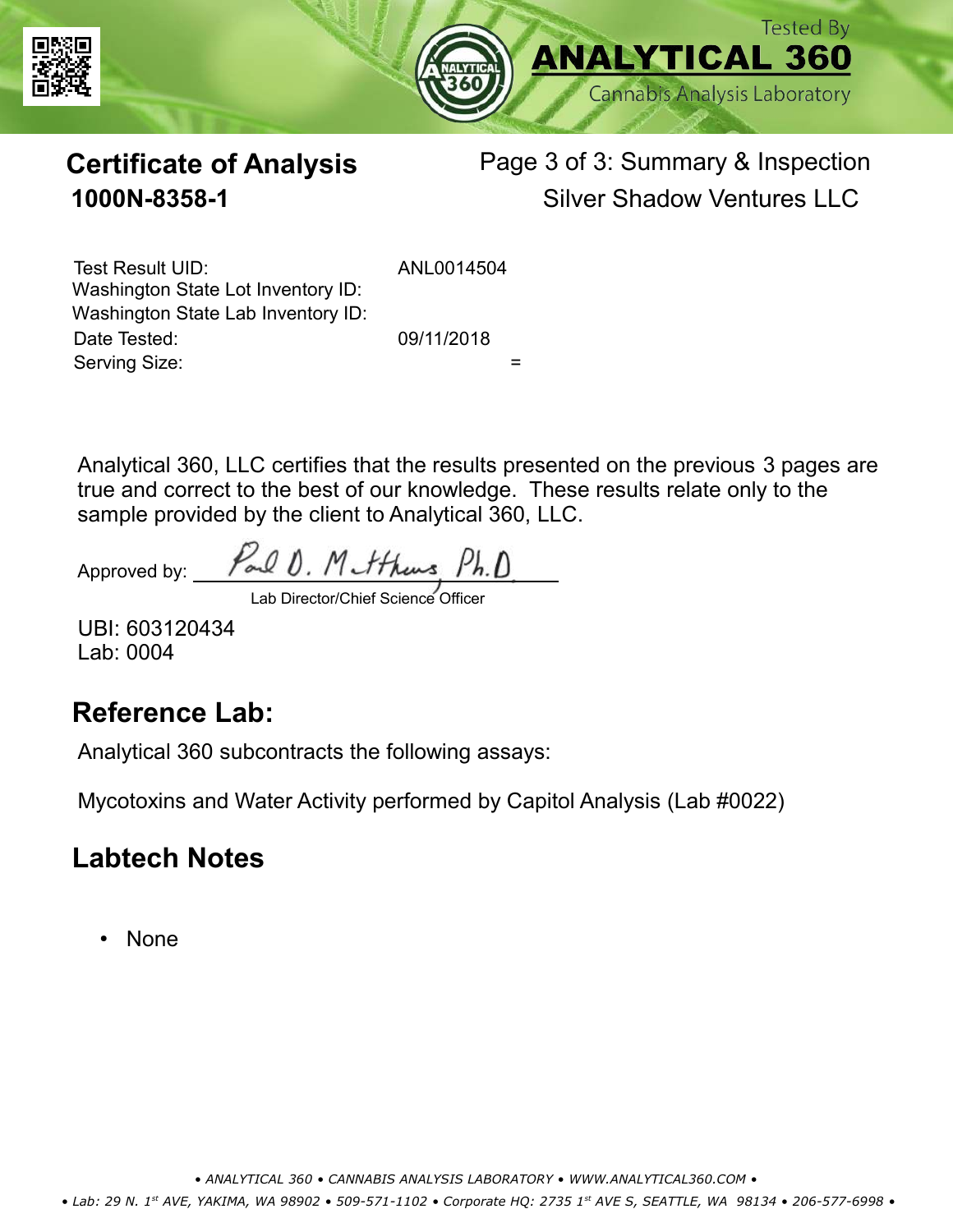Tested By

**ANALYTICAL 360**

Cannabis Analysis Laboratory

## Certificate of Analysis
**1000N-8358-1**

Page 3 of 3: Summary & Inspection
Silver Shadow Ventures LLC

| | |
|---|---|
| Test Result UID: | ANL0014504 |
| Washington State Lot Inventory ID: | |
| Washington State Lab Inventory ID: | |
| Date Tested: | 09/11/2018 |
| Serving Size: | = |

Analytical 360, LLC certifies that the results presented on the previous 3 pages are true and correct to the best of our knowledge. These results relate only to the sample provided by the client to Analytical 360, LLC.

Approved by: Paul D. Matthews, Ph.D
Lab Director/Chief Science Officer

UBI: 603120434
Lab: 0004

## Reference Lab:

Analytical 360 subcontracts the following assays:

Mycotoxins and Water Activity performed by Capitol Analysis (Lab #0022)

## Labtech Notes

- None

• ANALYTICAL 360 • CANNABIS ANALYSIS LABORATORY • WWW.ANALYTICAL360.COM •

• Lab: 29 N. 1st AVE, YAKIMA, WA 98902 • 509-571-1102 • Corporate HQ: 2735 1st AVE S, SEATTLE, WA 98134 • 206-577-6998 •